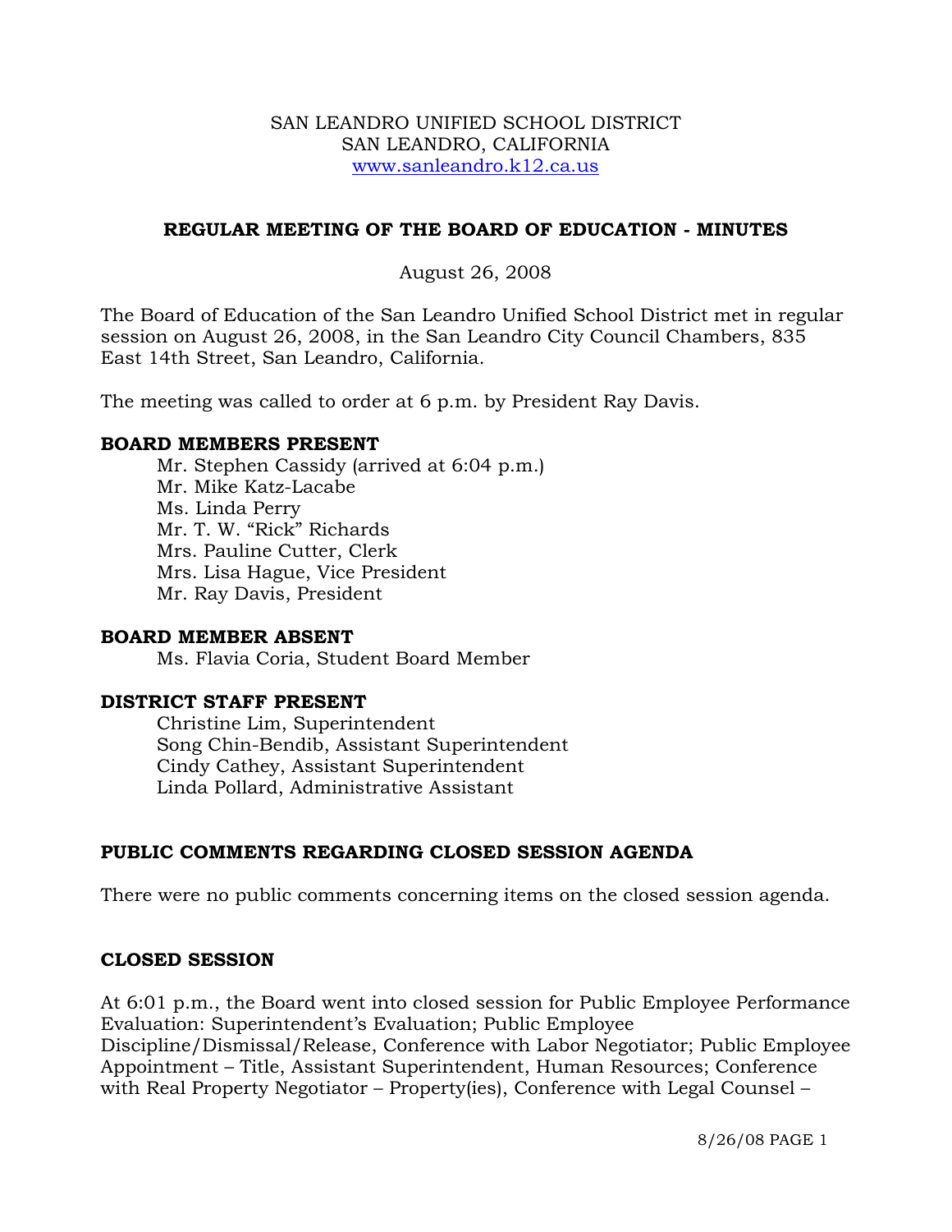SAN LEANDRO UNIFIED SCHOOL DISTRICT
SAN LEANDRO, CALIFORNIA
www.sanleandro.k12.ca.us

# REGULAR MEETING OF THE BOARD OF EDUCATION - MINUTES

August 26, 2008

The Board of Education of the San Leandro Unified School District met in regular session on August 26, 2008, in the San Leandro City Council Chambers, 835 East 14th Street, San Leandro, California.

The meeting was called to order at 6 p.m. by President Ray Davis.

## BOARD MEMBERS PRESENT

Mr. Stephen Cassidy (arrived at 6:04 p.m.)
Mr. Mike Katz-Lacabe
Ms. Linda Perry
Mr. T. W. "Rick" Richards
Mrs. Pauline Cutter, Clerk
Mrs. Lisa Hague, Vice President
Mr. Ray Davis, President

## BOARD MEMBER ABSENT

Ms. Flavia Coria, Student Board Member

## DISTRICT STAFF PRESENT

Christine Lim, Superintendent
Song Chin-Bendib, Assistant Superintendent
Cindy Cathey, Assistant Superintendent
Linda Pollard, Administrative Assistant

## PUBLIC COMMENTS REGARDING CLOSED SESSION AGENDA

There were no public comments concerning items on the closed session agenda.

## CLOSED SESSION

At 6:01 p.m., the Board went into closed session for Public Employee Performance Evaluation: Superintendent's Evaluation; Public Employee Discipline/Dismissal/Release, Conference with Labor Negotiator; Public Employee Appointment – Title, Assistant Superintendent, Human Resources; Conference with Real Property Negotiator – Property(ies), Conference with Legal Counsel –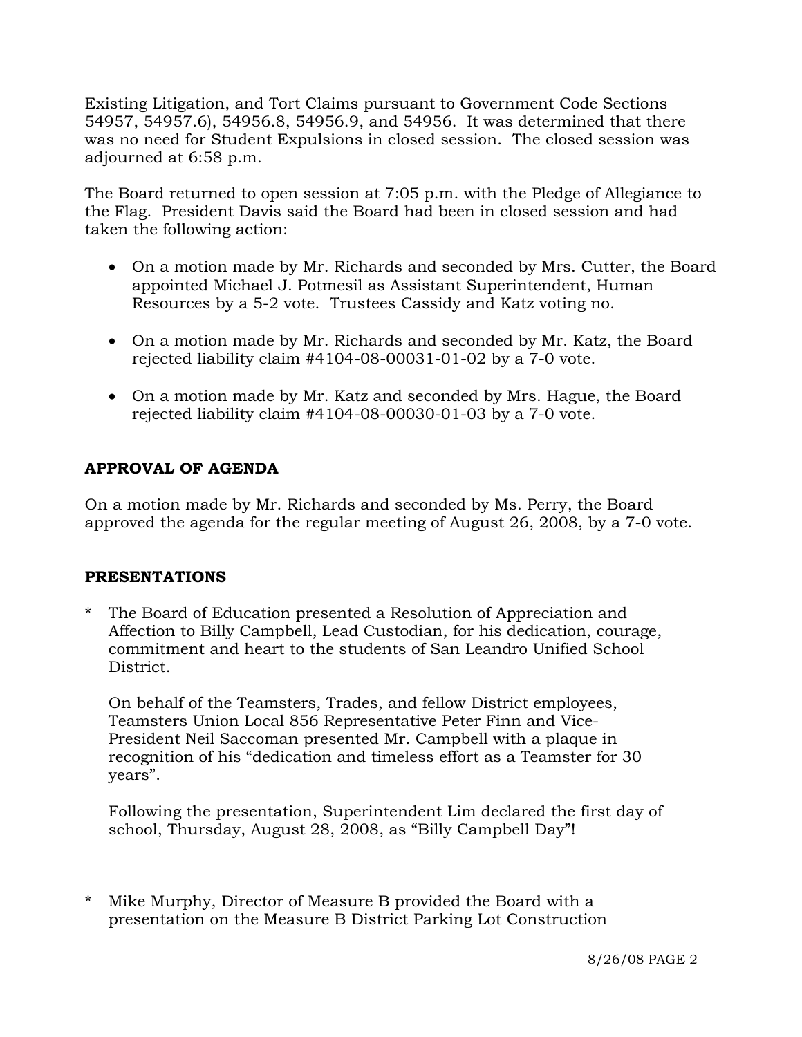Existing Litigation, and Tort Claims pursuant to Government Code Sections 54957, 54957.6), 54956.8, 54956.9, and 54956. It was determined that there was no need for Student Expulsions in closed session. The closed session was adjourned at 6:58 p.m.

The Board returned to open session at 7:05 p.m. with the Pledge of Allegiance to the Flag. President Davis said the Board had been in closed session and had taken the following action:

- On a motion made by Mr. Richards and seconded by Mrs. Cutter, the Board appointed Michael J. Potmesil as Assistant Superintendent, Human Resources by a 5-2 vote. Trustees Cassidy and Katz voting no.
- On a motion made by Mr. Richards and seconded by Mr. Katz, the Board rejected liability claim #4104-08-00031-01-02 by a 7-0 vote.
- On a motion made by Mr. Katz and seconded by Mrs. Hague, the Board rejected liability claim #4104-08-00030-01-03 by a 7-0 vote.

**APPROVAL OF AGENDA**

On a motion made by Mr. Richards and seconded by Ms. Perry, the Board approved the agenda for the regular meeting of August 26, 2008, by a 7-0 vote.

**PRESENTATIONS**

\* The Board of Education presented a Resolution of Appreciation and Affection to Billy Campbell, Lead Custodian, for his dedication, courage, commitment and heart to the students of San Leandro Unified School District.

On behalf of the Teamsters, Trades, and fellow District employees, Teamsters Union Local 856 Representative Peter Finn and Vice-President Neil Saccoman presented Mr. Campbell with a plaque in recognition of his "dedication and timeless effort as a Teamster for 30 years".

Following the presentation, Superintendent Lim declared the first day of school, Thursday, August 28, 2008, as "Billy Campbell Day"!

\* Mike Murphy, Director of Measure B provided the Board with a presentation on the Measure B District Parking Lot Construction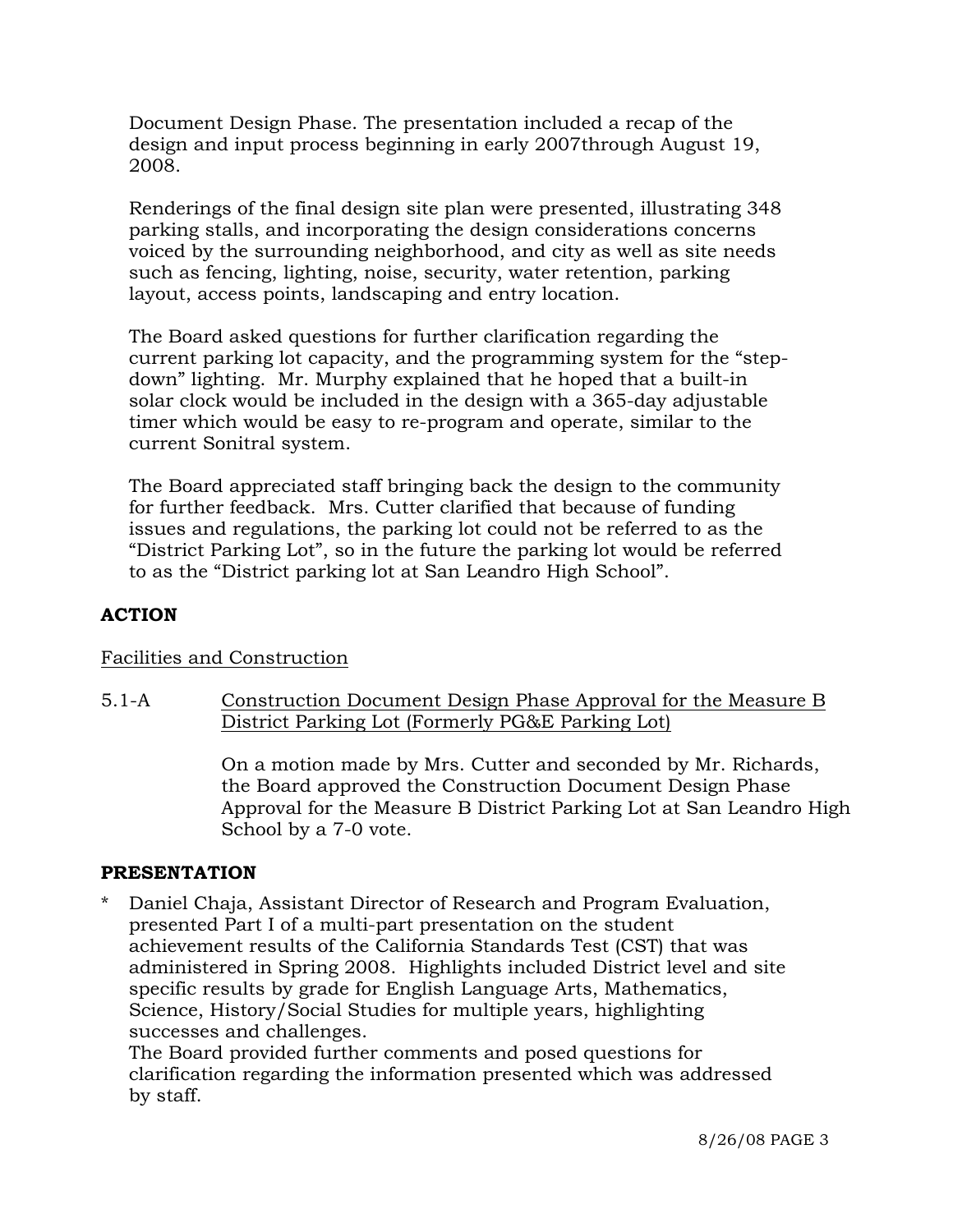Document Design Phase. The presentation included a recap of the design and input process beginning in early 2007through August 19, 2008.

Renderings of the final design site plan were presented, illustrating 348 parking stalls, and incorporating the design considerations concerns voiced by the surrounding neighborhood, and city as well as site needs such as fencing, lighting, noise, security, water retention, parking layout, access points, landscaping and entry location.

The Board asked questions for further clarification regarding the current parking lot capacity, and the programming system for the "step-down" lighting. Mr. Murphy explained that he hoped that a built-in solar clock would be included in the design with a 365-day adjustable timer which would be easy to re-program and operate, similar to the current Sonitral system.

The Board appreciated staff bringing back the design to the community for further feedback. Mrs. Cutter clarified that because of funding issues and regulations, the parking lot could not be referred to as the "District Parking Lot", so in the future the parking lot would be referred to as the "District parking lot at San Leandro High School".

## ACTION

Facilities and Construction

5.1-A Construction Document Design Phase Approval for the Measure B District Parking Lot (Formerly PG&E Parking Lot)

On a motion made by Mrs. Cutter and seconded by Mr. Richards, the Board approved the Construction Document Design Phase Approval for the Measure B District Parking Lot at San Leandro High School by a 7-0 vote.

## PRESENTATION

* Daniel Chaja, Assistant Director of Research and Program Evaluation, presented Part I of a multi-part presentation on the student achievement results of the California Standards Test (CST) that was administered in Spring 2008. Highlights included District level and site specific results by grade for English Language Arts, Mathematics, Science, History/Social Studies for multiple years, highlighting successes and challenges.
  The Board provided further comments and posed questions for clarification regarding the information presented which was addressed by staff.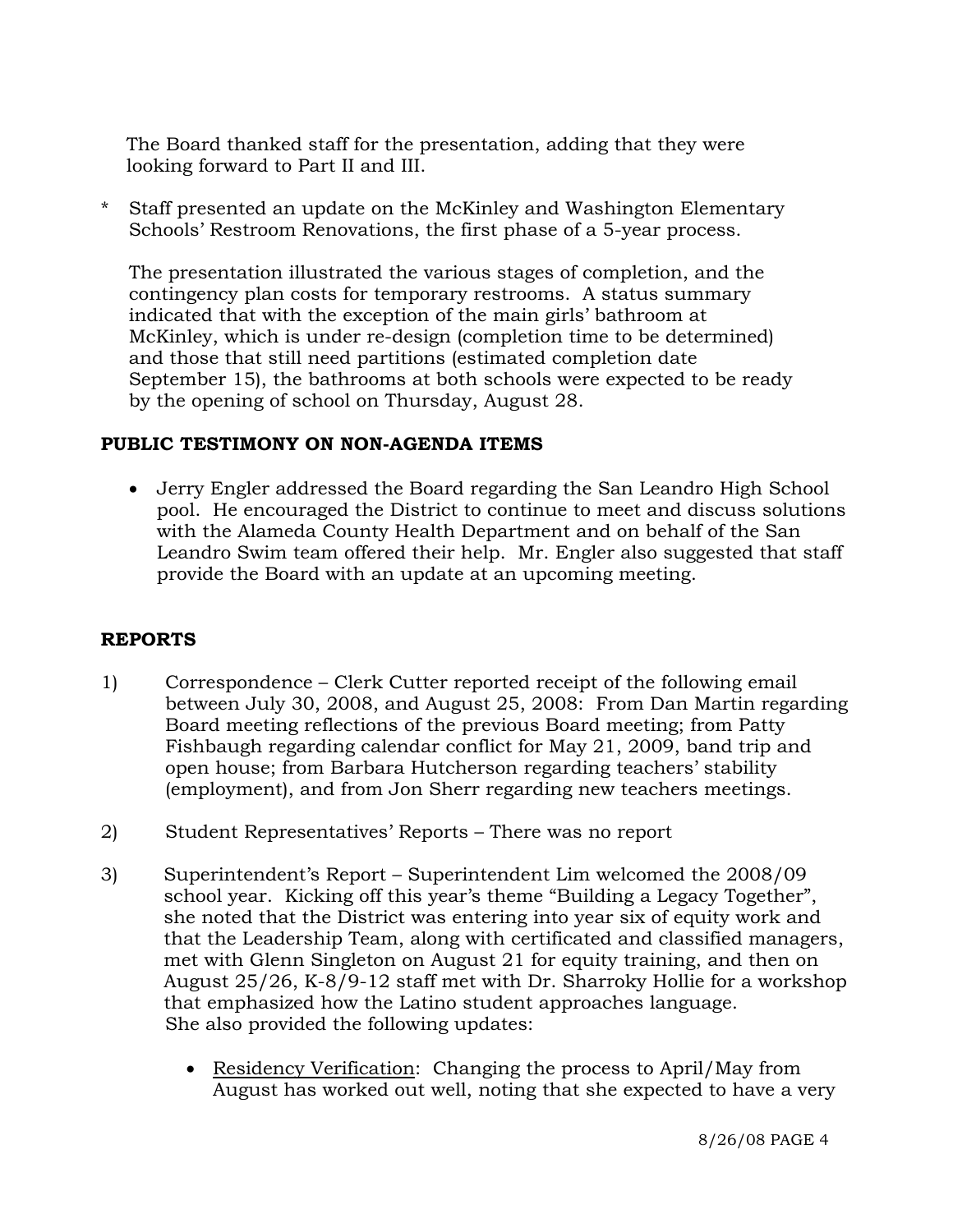The Board thanked staff for the presentation, adding that they were looking forward to Part II and III.

* Staff presented an update on the McKinley and Washington Elementary Schools' Restroom Renovations, the first phase of a 5-year process.

  The presentation illustrated the various stages of completion, and the contingency plan costs for temporary restrooms. A status summary indicated that with the exception of the main girls' bathroom at McKinley, which is under re-design (completion time to be determined) and those that still need partitions (estimated completion date September 15), the bathrooms at both schools were expected to be ready by the opening of school on Thursday, August 28.

**PUBLIC TESTIMONY ON NON-AGENDA ITEMS**

- Jerry Engler addressed the Board regarding the San Leandro High School pool. He encouraged the District to continue to meet and discuss solutions with the Alameda County Health Department and on behalf of the San Leandro Swim team offered their help. Mr. Engler also suggested that staff provide the Board with an update at an upcoming meeting.

**REPORTS**

1) Correspondence – Clerk Cutter reported receipt of the following email between July 30, 2008, and August 25, 2008: From Dan Martin regarding Board meeting reflections of the previous Board meeting; from Patty Fishbaugh regarding calendar conflict for May 21, 2009, band trip and open house; from Barbara Hutcherson regarding teachers' stability (employment), and from Jon Sherr regarding new teachers meetings.

2) Student Representatives' Reports – There was no report

3) Superintendent's Report – Superintendent Lim welcomed the 2008/09 school year. Kicking off this year's theme "Building a Legacy Together", she noted that the District was entering into year six of equity work and that the Leadership Team, along with certificated and classified managers, met with Glenn Singleton on August 21 for equity training, and then on August 25/26, K-8/9-12 staff met with Dr. Sharroky Hollie for a workshop that emphasized how the Latino student approaches language. She also provided the following updates:

   - Residency Verification: Changing the process to April/May from August has worked out well, noting that she expected to have a very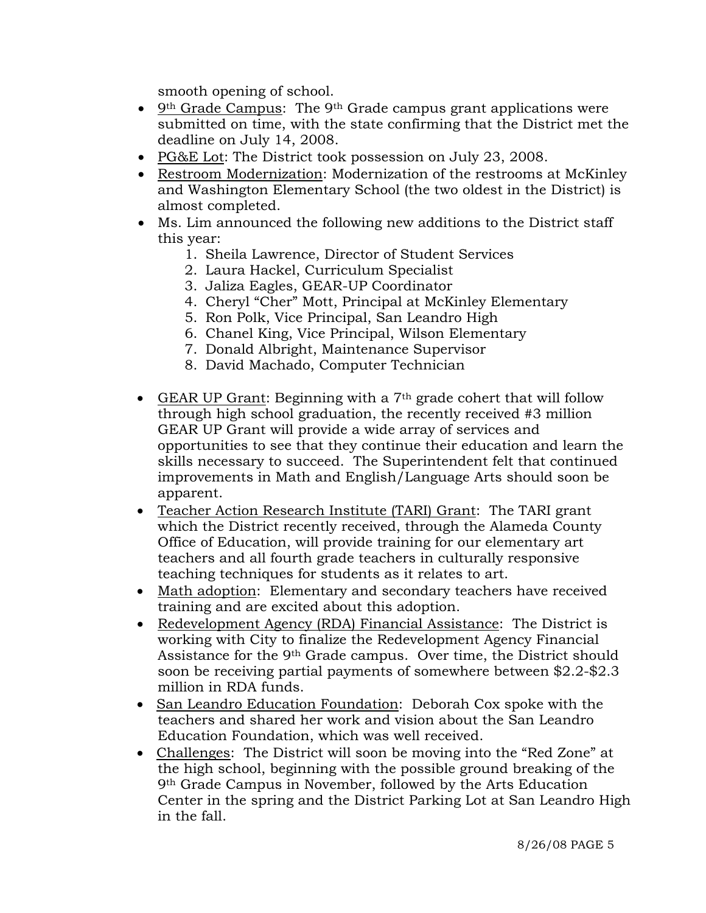smooth opening of school.

- 9th Grade Campus: The 9th Grade campus grant applications were submitted on time, with the state confirming that the District met the deadline on July 14, 2008.
- PG&E Lot: The District took possession on July 23, 2008.
- Restroom Modernization: Modernization of the restrooms at McKinley and Washington Elementary School (the two oldest in the District) is almost completed.
- Ms. Lim announced the following new additions to the District staff this year:
    1. Sheila Lawrence, Director of Student Services
    2. Laura Hackel, Curriculum Specialist
    3. Jaliza Eagles, GEAR-UP Coordinator
    4. Cheryl "Cher" Mott, Principal at McKinley Elementary
    5. Ron Polk, Vice Principal, San Leandro High
    6. Chanel King, Vice Principal, Wilson Elementary
    7. Donald Albright, Maintenance Supervisor
    8. David Machado, Computer Technician

- GEAR UP Grant: Beginning with a 7th grade cohert that will follow through high school graduation, the recently received #3 million GEAR UP Grant will provide a wide array of services and opportunities to see that they continue their education and learn the skills necessary to succeed. The Superintendent felt that continued improvements in Math and English/Language Arts should soon be apparent.
- Teacher Action Research Institute (TARI) Grant: The TARI grant which the District recently received, through the Alameda County Office of Education, will provide training for our elementary art teachers and all fourth grade teachers in culturally responsive teaching techniques for students as it relates to art.
- Math adoption: Elementary and secondary teachers have received training and are excited about this adoption.
- Redevelopment Agency (RDA) Financial Assistance: The District is working with City to finalize the Redevelopment Agency Financial Assistance for the 9th Grade campus. Over time, the District should soon be receiving partial payments of somewhere between $2.2-$2.3 million in RDA funds.
- San Leandro Education Foundation: Deborah Cox spoke with the teachers and shared her work and vision about the San Leandro Education Foundation, which was well received.
- Challenges: The District will soon be moving into the "Red Zone" at the high school, beginning with the possible ground breaking of the 9th Grade Campus in November, followed by the Arts Education Center in the spring and the District Parking Lot at San Leandro High in the fall.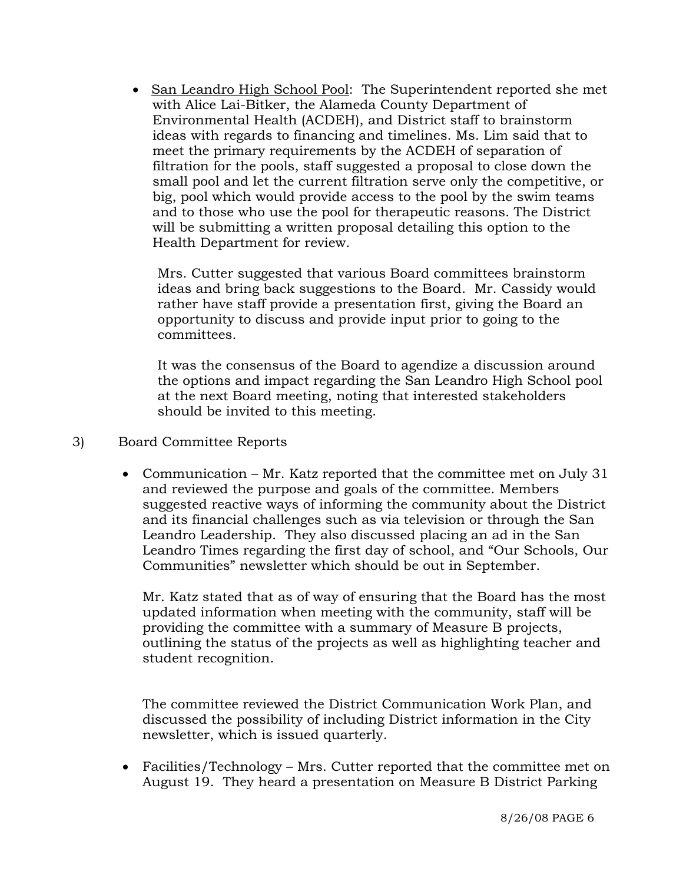- <u>San Leandro High School Pool</u>: The Superintendent reported she met with Alice Lai-Bitker, the Alameda County Department of Environmental Health (ACDEH), and District staff to brainstorm ideas with regards to financing and timelines. Ms. Lim said that to meet the primary requirements by the ACDEH of separation of filtration for the pools, staff suggested a proposal to close down the small pool and let the current filtration serve only the competitive, or big, pool which would provide access to the pool by the swim teams and to those who use the pool for therapeutic reasons. The District will be submitting a written proposal detailing this option to the Health Department for review.

  Mrs. Cutter suggested that various Board committees brainstorm ideas and bring back suggestions to the Board. Mr. Cassidy would rather have staff provide a presentation first, giving the Board an opportunity to discuss and provide input prior to going to the committees.

  It was the consensus of the Board to agendize a discussion around the options and impact regarding the San Leandro High School pool at the next Board meeting, noting that interested stakeholders should be invited to this meeting.

3) Board Committee Reports

- Communication – Mr. Katz reported that the committee met on July 31 and reviewed the purpose and goals of the committee. Members suggested reactive ways of informing the community about the District and its financial challenges such as via television or through the San Leandro Leadership. They also discussed placing an ad in the San Leandro Times regarding the first day of school, and "Our Schools, Our Communities" newsletter which should be out in September.

  Mr. Katz stated that as of way of ensuring that the Board has the most updated information when meeting with the community, staff will be providing the committee with a summary of Measure B projects, outlining the status of the projects as well as highlighting teacher and student recognition.

  The committee reviewed the District Communication Work Plan, and discussed the possibility of including District information in the City newsletter, which is issued quarterly.

- Facilities/Technology – Mrs. Cutter reported that the committee met on August 19. They heard a presentation on Measure B District Parking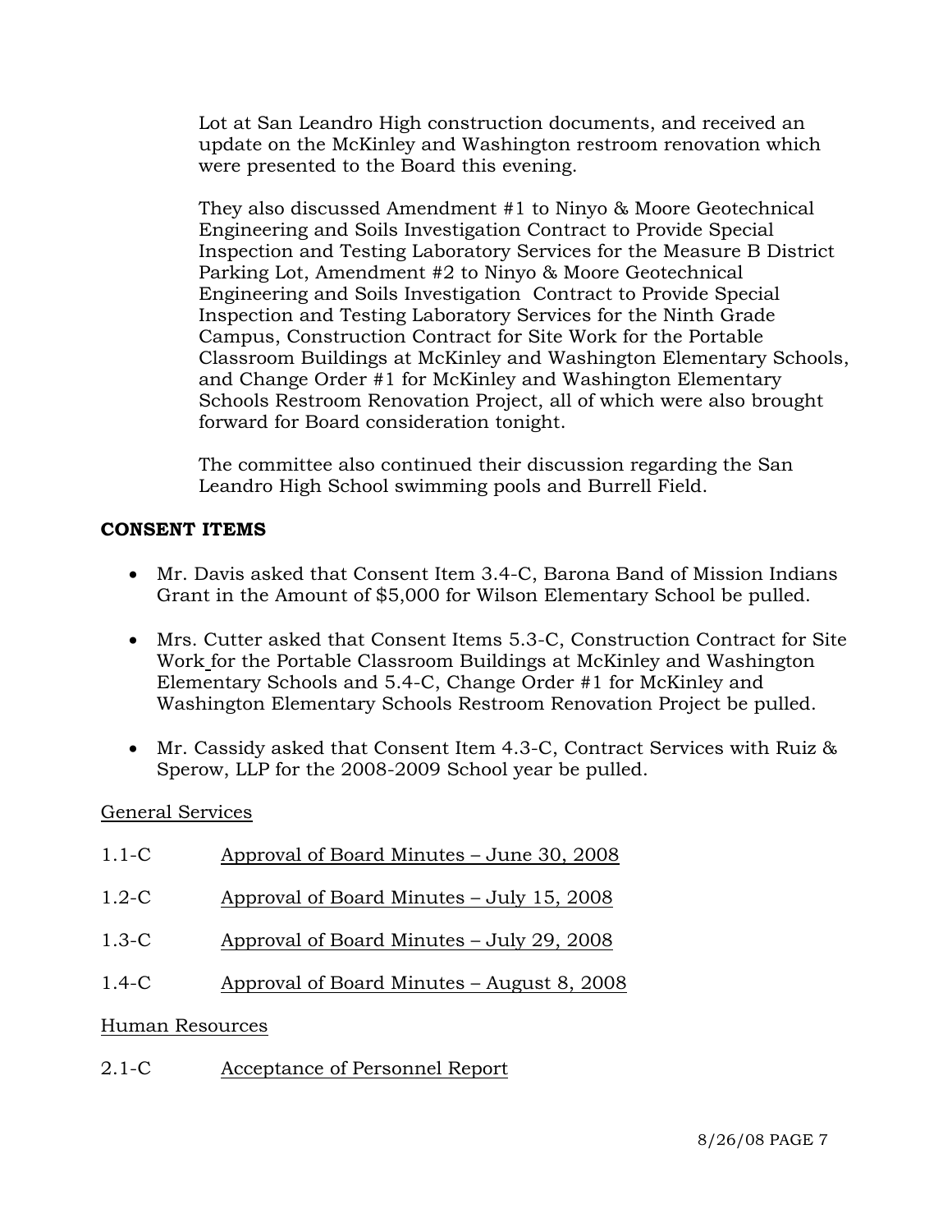Lot at San Leandro High construction documents, and received an update on the McKinley and Washington restroom renovation which were presented to the Board this evening.

They also discussed Amendment #1 to Ninyo & Moore Geotechnical Engineering and Soils Investigation Contract to Provide Special Inspection and Testing Laboratory Services for the Measure B District Parking Lot, Amendment #2 to Ninyo & Moore Geotechnical Engineering and Soils Investigation Contract to Provide Special Inspection and Testing Laboratory Services for the Ninth Grade Campus, Construction Contract for Site Work for the Portable Classroom Buildings at McKinley and Washington Elementary Schools, and Change Order #1 for McKinley and Washington Elementary Schools Restroom Renovation Project, all of which were also brought forward for Board consideration tonight.

The committee also continued their discussion regarding the San Leandro High School swimming pools and Burrell Field.

**CONSENT ITEMS**

- Mr. Davis asked that Consent Item 3.4-C, Barona Band of Mission Indians Grant in the Amount of $5,000 for Wilson Elementary School be pulled.

- Mrs. Cutter asked that Consent Items 5.3-C, Construction Contract for Site Work for the Portable Classroom Buildings at McKinley and Washington Elementary Schools and 5.4-C, Change Order #1 for McKinley and Washington Elementary Schools Restroom Renovation Project be pulled.

- Mr. Cassidy asked that Consent Item 4.3-C, Contract Services with Ruiz & Sperow, LLP for the 2008-2009 School year be pulled.

General Services

1.1-C Approval of Board Minutes – June 30, 2008

1.2-C Approval of Board Minutes – July 15, 2008

1.3-C Approval of Board Minutes – July 29, 2008

1.4-C Approval of Board Minutes – August 8, 2008

Human Resources

2.1-C Acceptance of Personnel Report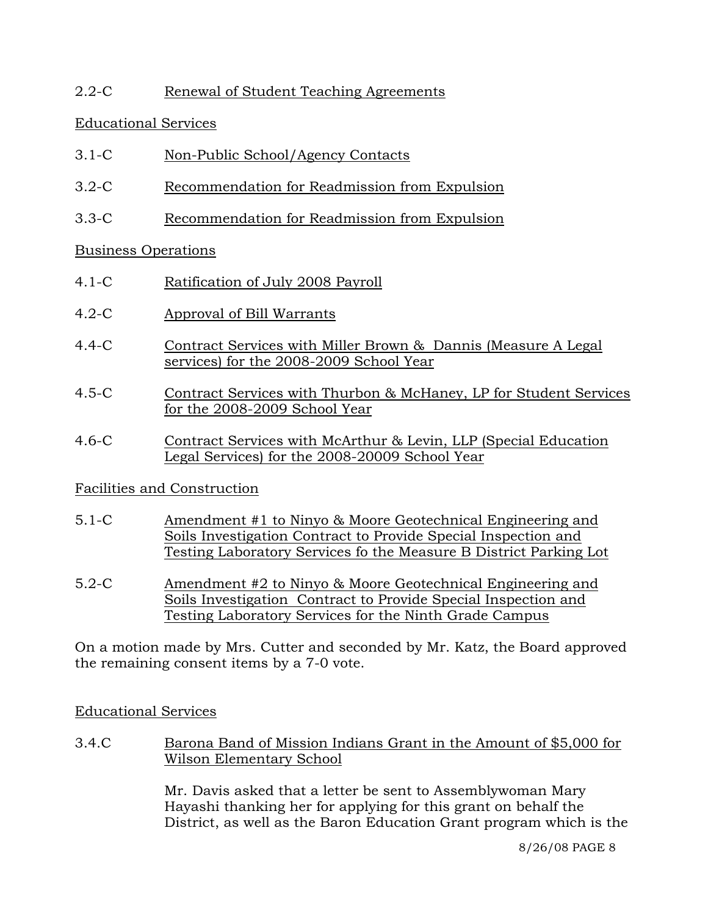2.2-C Renewal of Student Teaching Agreements

Educational Services

3.1-C Non-Public School/Agency Contacts

3.2-C Recommendation for Readmission from Expulsion

3.3-C Recommendation for Readmission from Expulsion

Business Operations

4.1-C Ratification of July 2008 Payroll

4.2-C Approval of Bill Warrants

4.4-C Contract Services with Miller Brown & Dannis (Measure A Legal services) for the 2008-2009 School Year

4.5-C Contract Services with Thurbon & McHaney, LP for Student Services for the 2008-2009 School Year

4.6-C Contract Services with McArthur & Levin, LLP (Special Education Legal Services) for the 2008-20009 School Year

Facilities and Construction

5.1-C Amendment #1 to Ninyo & Moore Geotechnical Engineering and Soils Investigation Contract to Provide Special Inspection and Testing Laboratory Services fo the Measure B District Parking Lot

5.2-C Amendment #2 to Ninyo & Moore Geotechnical Engineering and Soils Investigation Contract to Provide Special Inspection and Testing Laboratory Services for the Ninth Grade Campus

On a motion made by Mrs. Cutter and seconded by Mr. Katz, the Board approved the remaining consent items by a 7-0 vote.

Educational Services

3.4.C Barona Band of Mission Indians Grant in the Amount of $5,000 for Wilson Elementary School

Mr. Davis asked that a letter be sent to Assemblywoman Mary Hayashi thanking her for applying for this grant on behalf the District, as well as the Baron Education Grant program which is the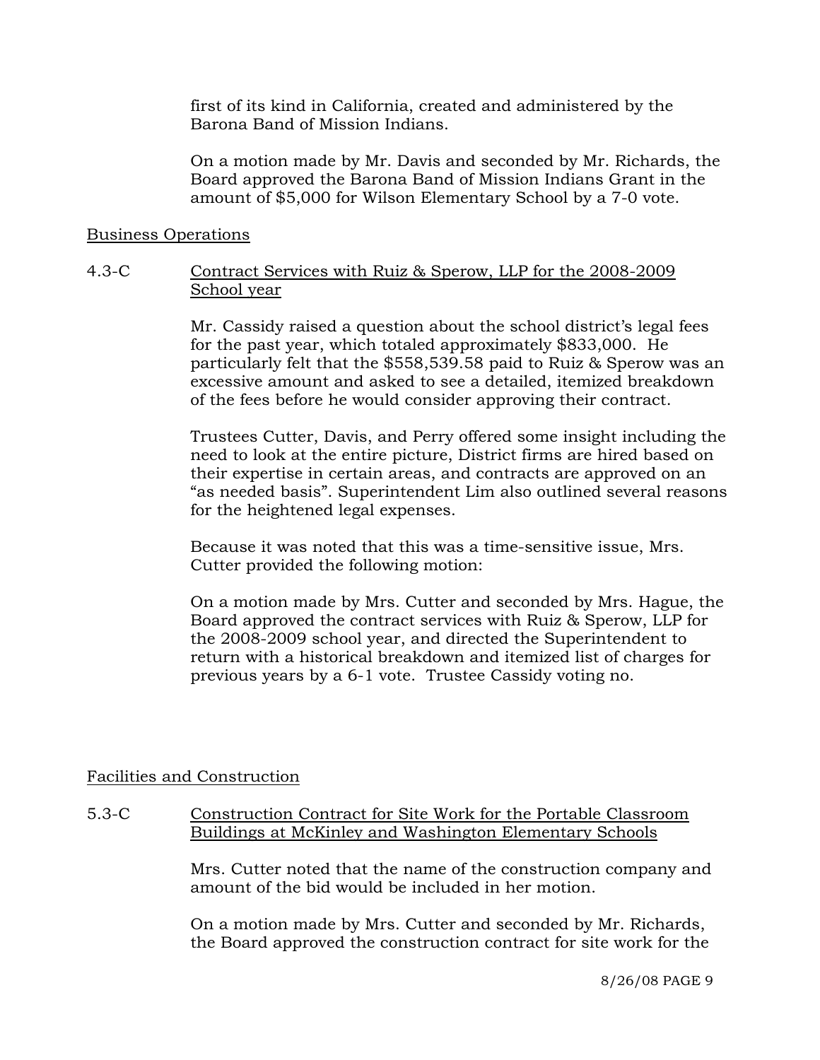first of its kind in California, created and administered by the Barona Band of Mission Indians.

On a motion made by Mr. Davis and seconded by Mr. Richards, the Board approved the Barona Band of Mission Indians Grant in the amount of $5,000 for Wilson Elementary School by a 7-0 vote.

Business Operations

4.3-C Contract Services with Ruiz & Sperow, LLP for the 2008-2009 School year

Mr. Cassidy raised a question about the school district's legal fees for the past year, which totaled approximately $833,000. He particularly felt that the $558,539.58 paid to Ruiz & Sperow was an excessive amount and asked to see a detailed, itemized breakdown of the fees before he would consider approving their contract.

Trustees Cutter, Davis, and Perry offered some insight including the need to look at the entire picture, District firms are hired based on their expertise in certain areas, and contracts are approved on an "as needed basis". Superintendent Lim also outlined several reasons for the heightened legal expenses.

Because it was noted that this was a time-sensitive issue, Mrs. Cutter provided the following motion:

On a motion made by Mrs. Cutter and seconded by Mrs. Hague, the Board approved the contract services with Ruiz & Sperow, LLP for the 2008-2009 school year, and directed the Superintendent to return with a historical breakdown and itemized list of charges for previous years by a 6-1 vote. Trustee Cassidy voting no.

Facilities and Construction

5.3-C Construction Contract for Site Work for the Portable Classroom Buildings at McKinley and Washington Elementary Schools

Mrs. Cutter noted that the name of the construction company and amount of the bid would be included in her motion.

On a motion made by Mrs. Cutter and seconded by Mr. Richards, the Board approved the construction contract for site work for the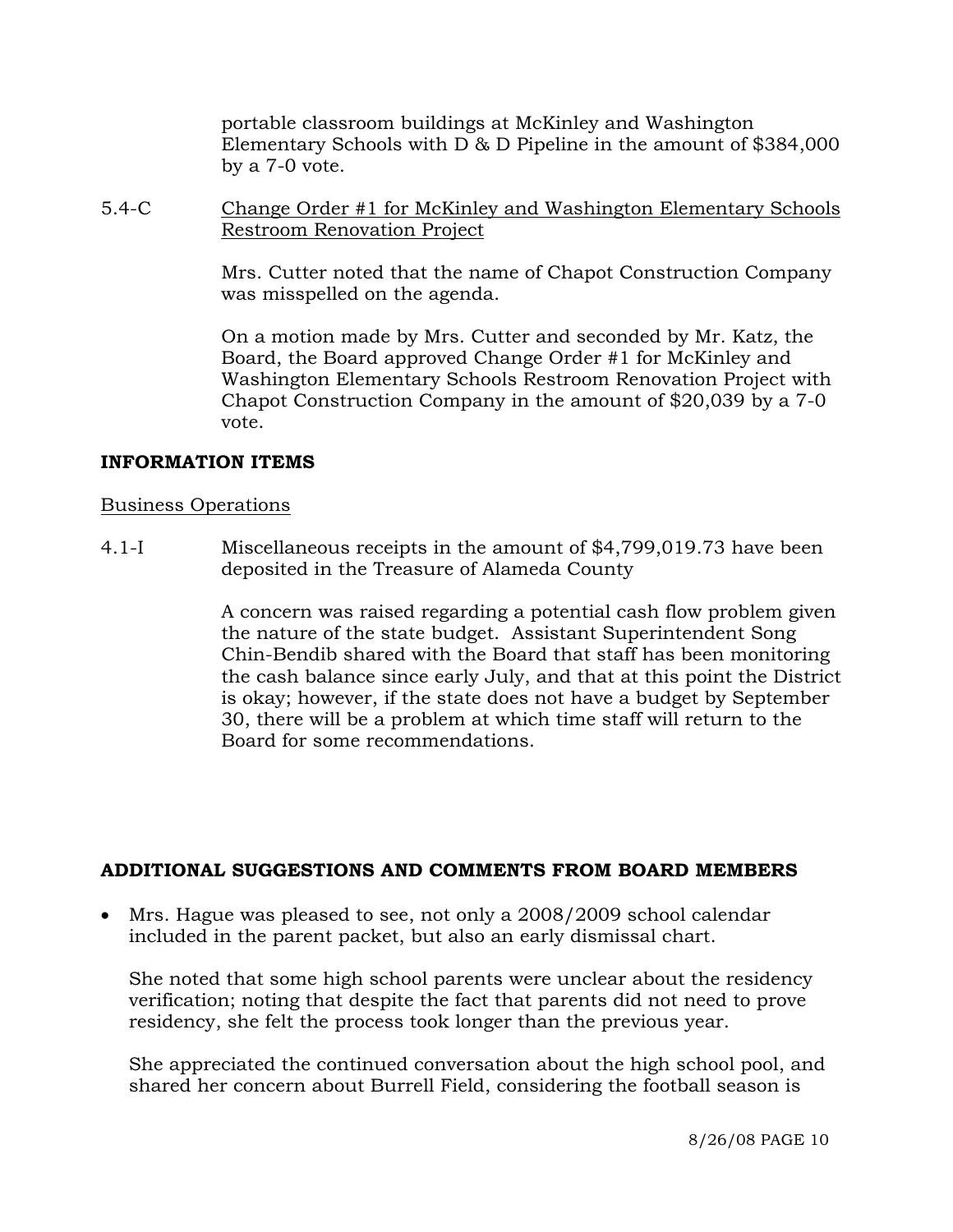portable classroom buildings at McKinley and Washington Elementary Schools with D & D Pipeline in the amount of $384,000 by a 7-0 vote.

5.4-C Change Order #1 for McKinley and Washington Elementary Schools Restroom Renovation Project

Mrs. Cutter noted that the name of Chapot Construction Company was misspelled on the agenda.

On a motion made by Mrs. Cutter and seconded by Mr. Katz, the Board, the Board approved Change Order #1 for McKinley and Washington Elementary Schools Restroom Renovation Project with Chapot Construction Company in the amount of $20,039 by a 7-0 vote.

**INFORMATION ITEMS**

Business Operations

4.1-I Miscellaneous receipts in the amount of $4,799,019.73 have been deposited in the Treasure of Alameda County

A concern was raised regarding a potential cash flow problem given the nature of the state budget. Assistant Superintendent Song Chin-Bendib shared with the Board that staff has been monitoring the cash balance since early July, and that at this point the District is okay; however, if the state does not have a budget by September 30, there will be a problem at which time staff will return to the Board for some recommendations.

**ADDITIONAL SUGGESTIONS AND COMMENTS FROM BOARD MEMBERS**

- Mrs. Hague was pleased to see, not only a 2008/2009 school calendar included in the parent packet, but also an early dismissal chart.

  She noted that some high school parents were unclear about the residency verification; noting that despite the fact that parents did not need to prove residency, she felt the process took longer than the previous year.

  She appreciated the continued conversation about the high school pool, and shared her concern about Burrell Field, considering the football season is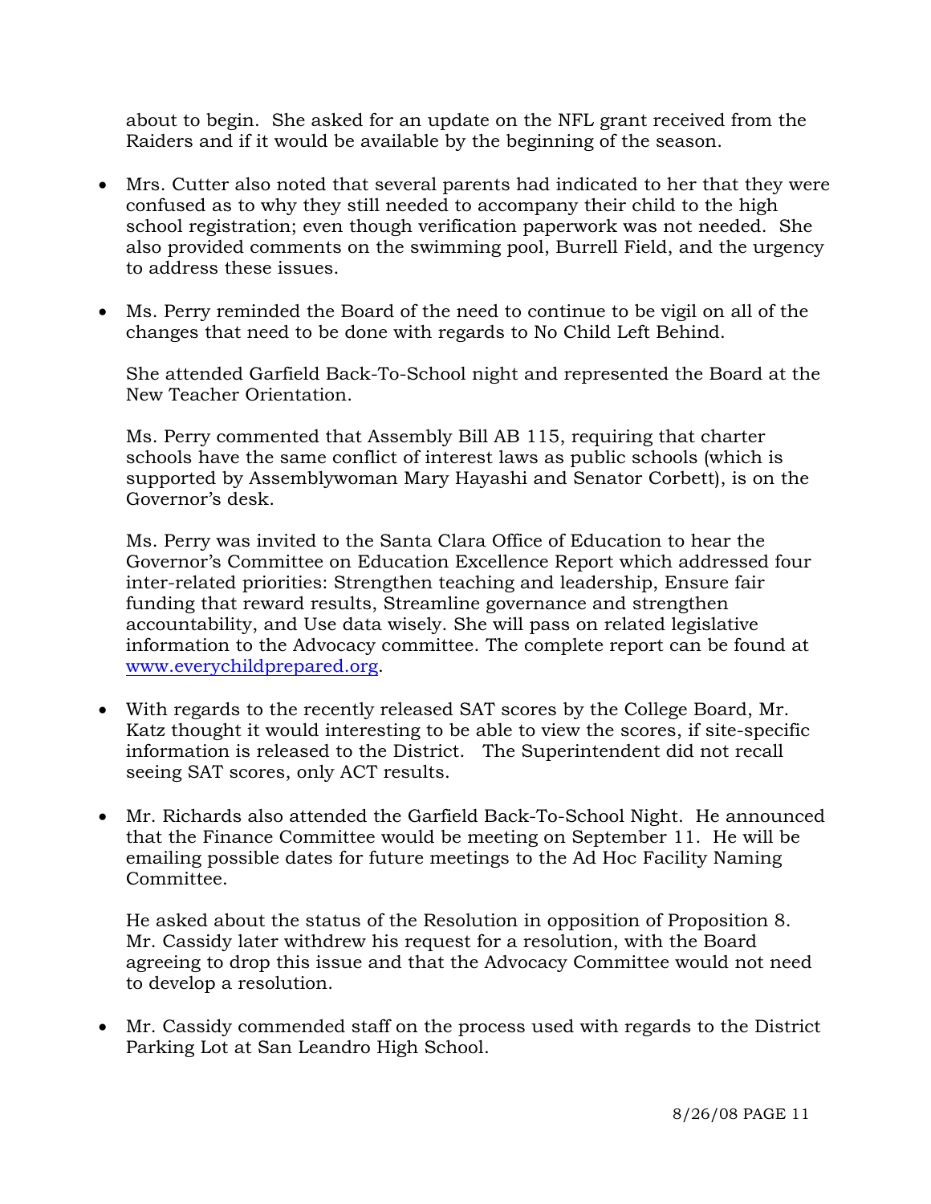about to begin. She asked for an update on the NFL grant received from the Raiders and if it would be available by the beginning of the season.

- Mrs. Cutter also noted that several parents had indicated to her that they were confused as to why they still needed to accompany their child to the high school registration; even though verification paperwork was not needed. She also provided comments on the swimming pool, Burrell Field, and the urgency to address these issues.

- Ms. Perry reminded the Board of the need to continue to be vigil on all of the changes that need to be done with regards to No Child Left Behind.

  She attended Garfield Back-To-School night and represented the Board at the New Teacher Orientation.

  Ms. Perry commented that Assembly Bill AB 115, requiring that charter schools have the same conflict of interest laws as public schools (which is supported by Assemblywoman Mary Hayashi and Senator Corbett), is on the Governor's desk.

  Ms. Perry was invited to the Santa Clara Office of Education to hear the Governor's Committee on Education Excellence Report which addressed four inter-related priorities: Strengthen teaching and leadership, Ensure fair funding that reward results, Streamline governance and strengthen accountability, and Use data wisely. She will pass on related legislative information to the Advocacy committee. The complete report can be found at www.everychildprepared.org.

- With regards to the recently released SAT scores by the College Board, Mr. Katz thought it would interesting to be able to view the scores, if site-specific information is released to the District. The Superintendent did not recall seeing SAT scores, only ACT results.

- Mr. Richards also attended the Garfield Back-To-School Night. He announced that the Finance Committee would be meeting on September 11. He will be emailing possible dates for future meetings to the Ad Hoc Facility Naming Committee.

  He asked about the status of the Resolution in opposition of Proposition 8. Mr. Cassidy later withdrew his request for a resolution, with the Board agreeing to drop this issue and that the Advocacy Committee would not need to develop a resolution.

- Mr. Cassidy commended staff on the process used with regards to the District Parking Lot at San Leandro High School.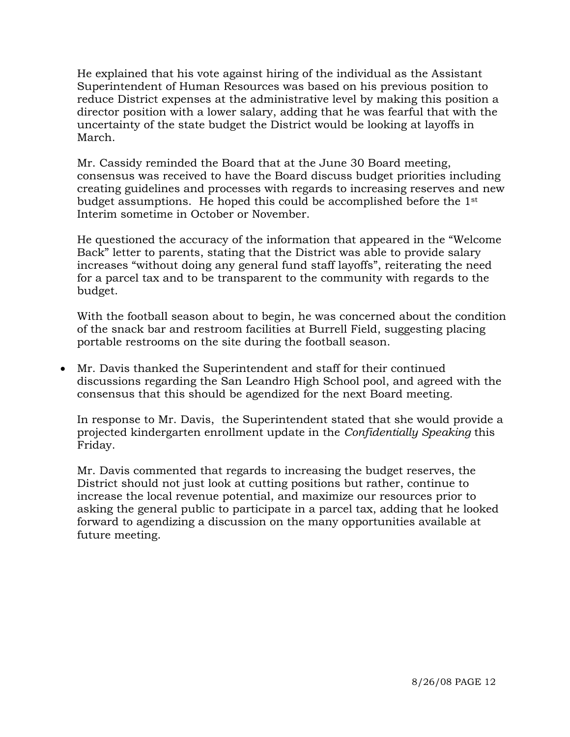He explained that his vote against hiring of the individual as the Assistant Superintendent of Human Resources was based on his previous position to reduce District expenses at the administrative level by making this position a director position with a lower salary, adding that he was fearful that with the uncertainty of the state budget the District would be looking at layoffs in March.

Mr. Cassidy reminded the Board that at the June 30 Board meeting, consensus was received to have the Board discuss budget priorities including creating guidelines and processes with regards to increasing reserves and new budget assumptions. He hoped this could be accomplished before the 1st Interim sometime in October or November.

He questioned the accuracy of the information that appeared in the "Welcome Back" letter to parents, stating that the District was able to provide salary increases "without doing any general fund staff layoffs", reiterating the need for a parcel tax and to be transparent to the community with regards to the budget.

With the football season about to begin, he was concerned about the condition of the snack bar and restroom facilities at Burrell Field, suggesting placing portable restrooms on the site during the football season.

- Mr. Davis thanked the Superintendent and staff for their continued discussions regarding the San Leandro High School pool, and agreed with the consensus that this should be agendized for the next Board meeting.

  In response to Mr. Davis, the Superintendent stated that she would provide a projected kindergarten enrollment update in the *Confidentially Speaking* this Friday.

  Mr. Davis commented that regards to increasing the budget reserves, the District should not just look at cutting positions but rather, continue to increase the local revenue potential, and maximize our resources prior to asking the general public to participate in a parcel tax, adding that he looked forward to agendizing a discussion on the many opportunities available at future meeting.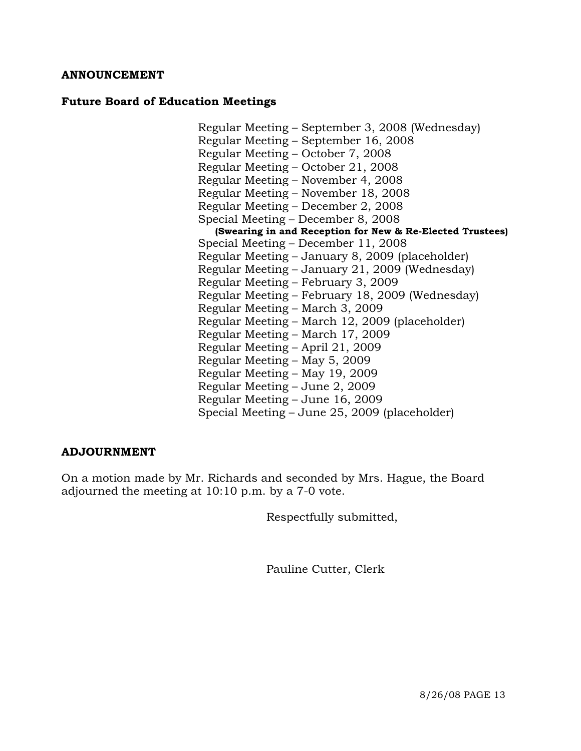**ANNOUNCEMENT**

**Future Board of Education Meetings**

Regular Meeting – September 3, 2008 (Wednesday)
Regular Meeting – September 16, 2008
Regular Meeting – October 7, 2008
Regular Meeting – October 21, 2008
Regular Meeting – November 4, 2008
Regular Meeting – November 18, 2008
Regular Meeting – December 2, 2008
Special Meeting – December 8, 2008
**(Swearing in and Reception for New & Re-Elected Trustees)**
Special Meeting – December 11, 2008
Regular Meeting – January 8, 2009 (placeholder)
Regular Meeting – January 21, 2009 (Wednesday)
Regular Meeting – February 3, 2009
Regular Meeting – February 18, 2009 (Wednesday)
Regular Meeting – March 3, 2009
Regular Meeting – March 12, 2009 (placeholder)
Regular Meeting – March 17, 2009
Regular Meeting – April 21, 2009
Regular Meeting – May 5, 2009
Regular Meeting – May 19, 2009
Regular Meeting – June 2, 2009
Regular Meeting – June 16, 2009
Special Meeting – June 25, 2009 (placeholder)

**ADJOURNMENT**

On a motion made by Mr. Richards and seconded by Mrs. Hague, the Board adjourned the meeting at 10:10 p.m. by a 7-0 vote.

Respectfully submitted,

Pauline Cutter, Clerk